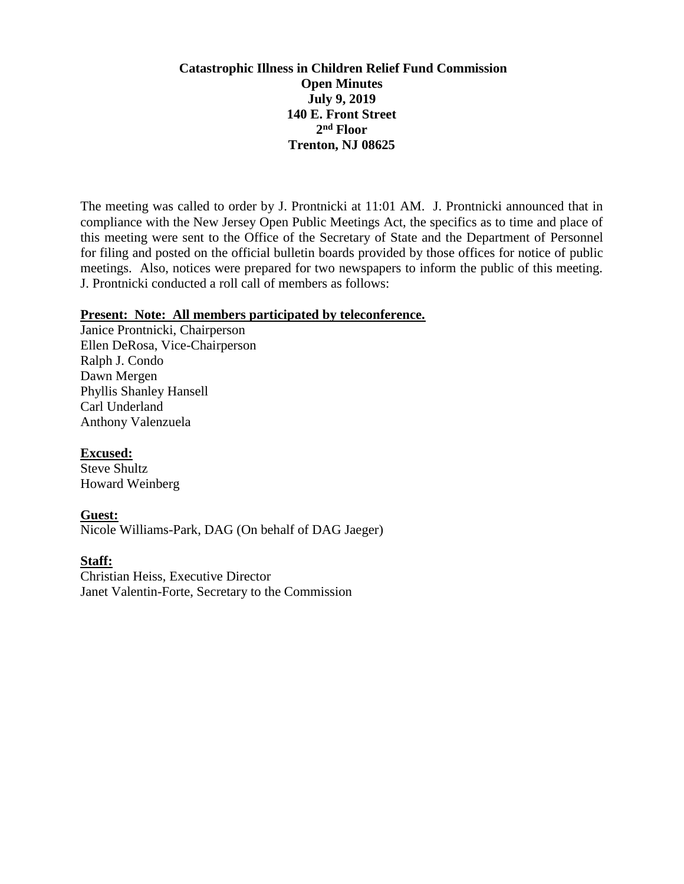**Catastrophic Illness in Children Relief Fund Commission**
**Open Minutes**
**July 9, 2019**
**140 E. Front Street**
**2nd Floor**
**Trenton, NJ 08625**

The meeting was called to order by J. Prontnicki at 11:01 AM. J. Prontnicki announced that in compliance with the New Jersey Open Public Meetings Act, the specifics as to time and place of this meeting were sent to the Office of the Secretary of State and the Department of Personnel for filing and posted on the official bulletin boards provided by those offices for notice of public meetings. Also, notices were prepared for two newspapers to inform the public of this meeting. J. Prontnicki conducted a roll call of members as follows:

**Present: Note: All members participated by teleconference.**
Janice Prontnicki, Chairperson
Ellen DeRosa, Vice-Chairperson
Ralph J. Condo
Dawn Mergen
Phyllis Shanley Hansell
Carl Underland
Anthony Valenzuela

**Excused:**
Steve Shultz
Howard Weinberg

**Guest:**
Nicole Williams-Park, DAG (On behalf of DAG Jaeger)

**Staff:**
Christian Heiss, Executive Director
Janet Valentin-Forte, Secretary to the Commission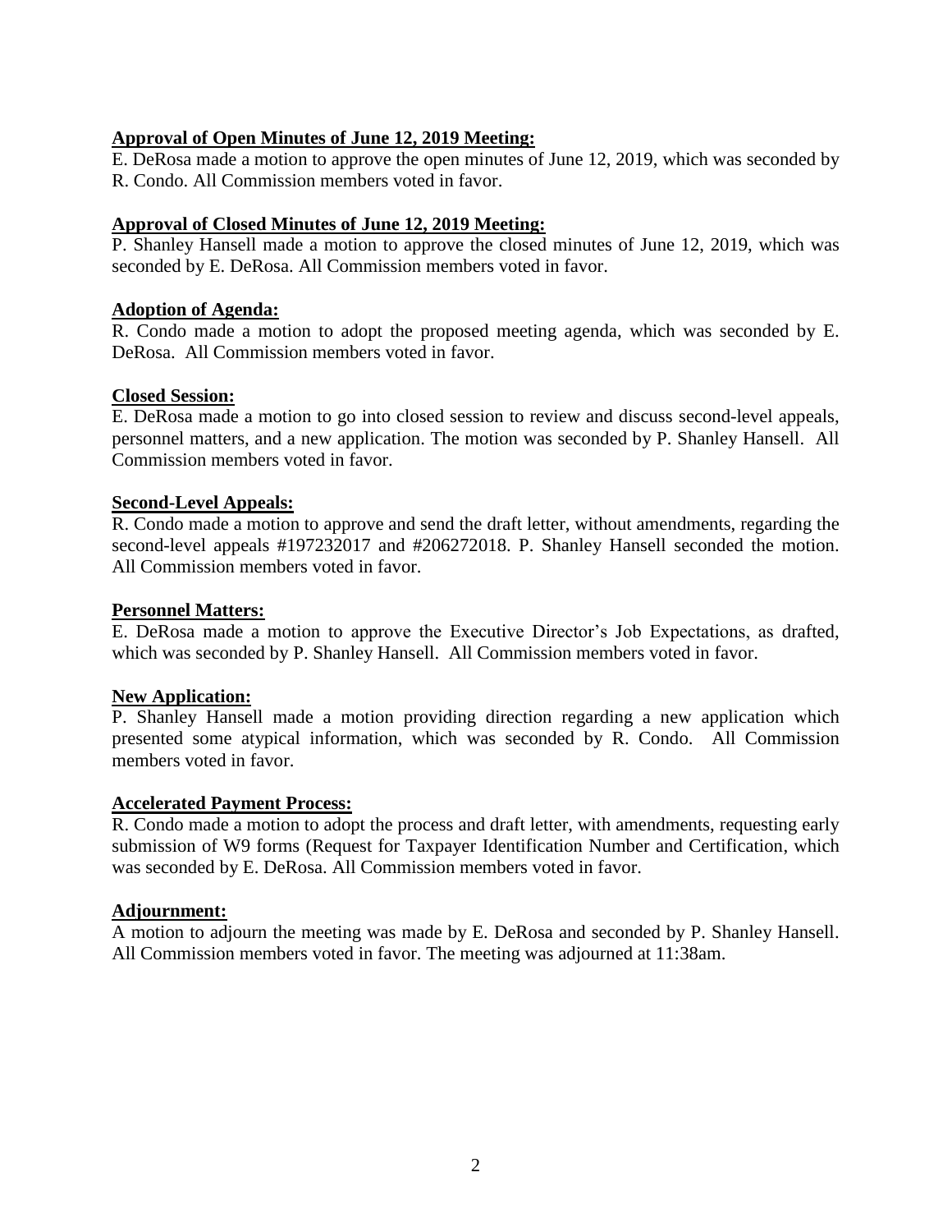**Approval of Open Minutes of June 12, 2019 Meeting:**
E. DeRosa made a motion to approve the open minutes of June 12, 2019, which was seconded by R. Condo. All Commission members voted in favor.

**Approval of Closed Minutes of June 12, 2019 Meeting:**
P. Shanley Hansell made a motion to approve the closed minutes of June 12, 2019, which was seconded by E. DeRosa. All Commission members voted in favor.

**Adoption of Agenda:**
R. Condo made a motion to adopt the proposed meeting agenda, which was seconded by E. DeRosa. All Commission members voted in favor.

**Closed Session:**
E. DeRosa made a motion to go into closed session to review and discuss second-level appeals, personnel matters, and a new application. The motion was seconded by P. Shanley Hansell. All Commission members voted in favor.

**Second-Level Appeals:**
R. Condo made a motion to approve and send the draft letter, without amendments, regarding the second-level appeals #197232017 and #206272018. P. Shanley Hansell seconded the motion. All Commission members voted in favor.

**Personnel Matters:**
E. DeRosa made a motion to approve the Executive Director's Job Expectations, as drafted, which was seconded by P. Shanley Hansell. All Commission members voted in favor.

**New Application:**
P. Shanley Hansell made a motion providing direction regarding a new application which presented some atypical information, which was seconded by R. Condo. All Commission members voted in favor.

**Accelerated Payment Process:**
R. Condo made a motion to adopt the process and draft letter, with amendments, requesting early submission of W9 forms (Request for Taxpayer Identification Number and Certification, which was seconded by E. DeRosa. All Commission members voted in favor.

**Adjournment:**
A motion to adjourn the meeting was made by E. DeRosa and seconded by P. Shanley Hansell. All Commission members voted in favor. The meeting was adjourned at 11:38am.